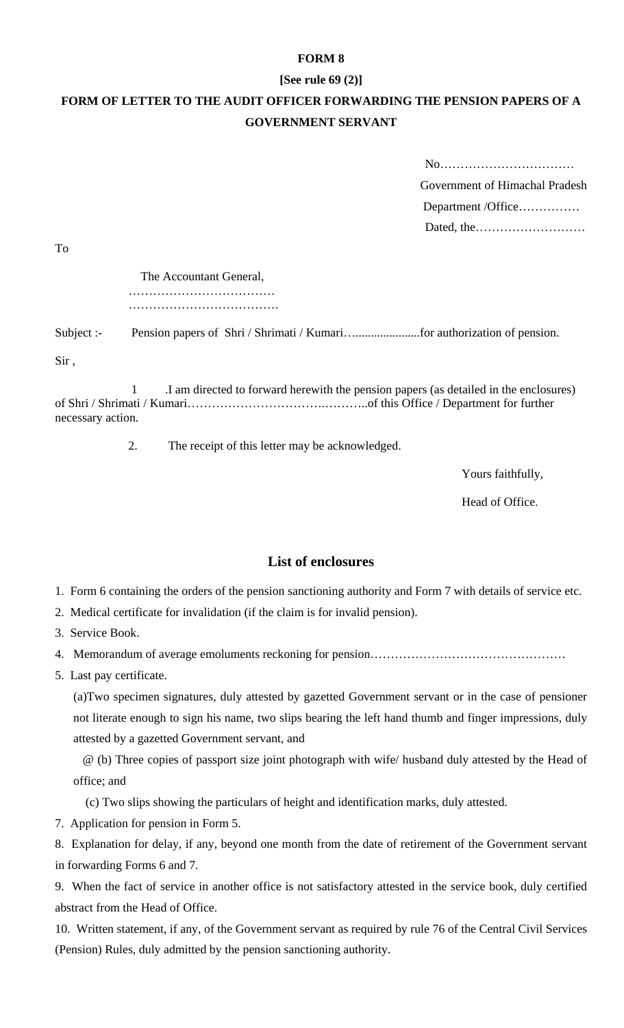**FORM 8**

**[See rule 69 (2)]**

**FORM OF LETTER TO THE AUDIT OFFICER FORWARDING THE PENSION PAPERS OF A GOVERNMENT SERVANT**

No……………………………
Government of Himachal Pradesh
Department /Office……………
Dated, the………………………

To

The Accountant General,
………………………………
……………………………….

Subject :- Pension papers of Shri / Shrimati / Kumari…....................for authorization of pension.

Sir ,

1 .I am directed to forward herewith the pension papers (as detailed in the enclosures) of Shri / Shrimati / Kumari…………………………….………..of this Office / Department for further necessary action.

2. The receipt of this letter may be acknowledged.

Yours faithfully,

Head of Office.

**List of enclosures**

1. Form 6 containing the orders of the pension sanctioning authority and Form 7 with details of service etc.
2. Medical certificate for invalidation (if the claim is for invalid pension).
3. Service Book.
4. Memorandum of average emoluments reckoning for pension…………………………………………
5. Last pay certificate.

(a)Two specimen signatures, duly attested by gazetted Government servant or in the case of pensioner not literate enough to sign his name, two slips bearing the left hand thumb and finger impressions, duly attested by a gazetted Government servant, and

@ (b) Three copies of passport size joint photograph with wife/ husband duly attested by the Head of office; and

(c) Two slips showing the particulars of height and identification marks, duly attested.

7. Application for pension in Form 5.
8. Explanation for delay, if any, beyond one month from the date of retirement of the Government servant in forwarding Forms 6 and 7.
9. When the fact of service in another office is not satisfactory attested in the service book, duly certified abstract from the Head of Office.
10. Written statement, if any, of the Government servant as required by rule 76 of the Central Civil Services (Pension) Rules, duly admitted by the pension sanctioning authority.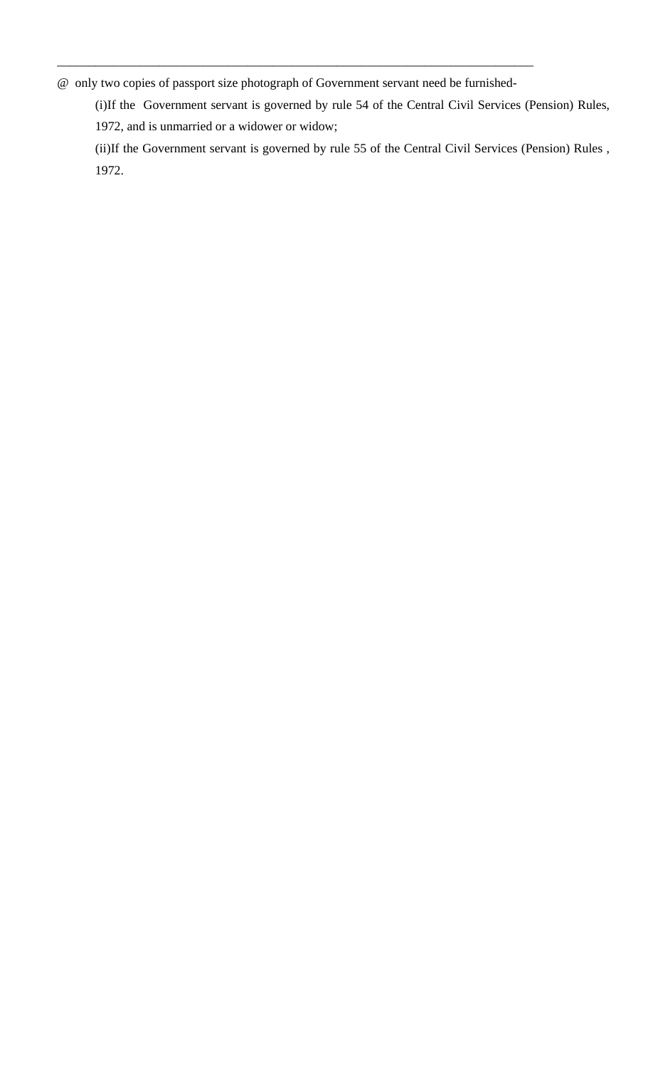@ only two copies of passport size photograph of Government servant need be furnished-

(i)If the Government servant is governed by rule 54 of the Central Civil Services (Pension) Rules, 1972, and is unmarried or a widower or widow;

(ii)If the Government servant is governed by rule 55 of the Central Civil Services (Pension) Rules , 1972.